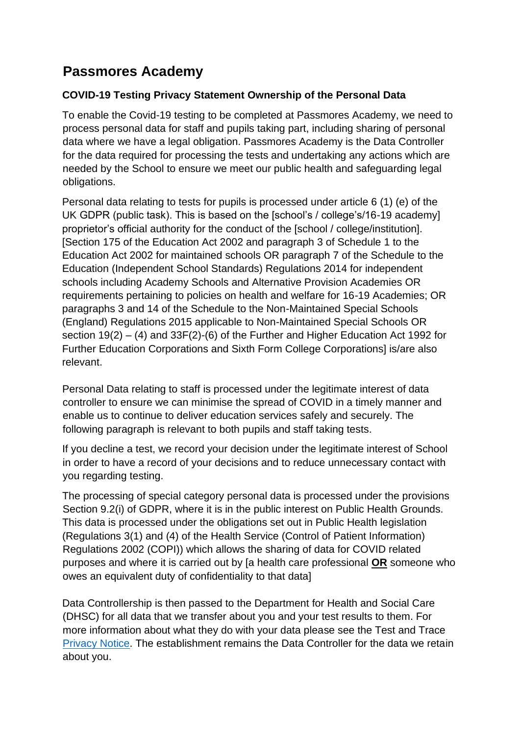# Passmores Academy

**COVID-19 Testing Privacy Statement Ownership of the Personal Data**

To enable the Covid-19 testing to be completed at Passmores Academy, we need to process personal data for staff and pupils taking part, including sharing of personal data where we have a legal obligation. Passmores Academy is the Data Controller for the data required for processing the tests and undertaking any actions which are needed by the School to ensure we meet our public health and safeguarding legal obligations.

Personal data relating to tests for pupils is processed under article 6 (1) (e) of the UK GDPR (public task). This is based on the [school's / college's/16-19 academy] proprietor's official authority for the conduct of the [school / college/institution]. [Section 175 of the Education Act 2002 and paragraph 3 of Schedule 1 to the Education Act 2002 for maintained schools OR paragraph 7 of the Schedule to the Education (Independent School Standards) Regulations 2014 for independent schools including Academy Schools and Alternative Provision Academies OR requirements pertaining to policies on health and welfare for 16-19 Academies; OR paragraphs 3 and 14 of the Schedule to the Non-Maintained Special Schools (England) Regulations 2015 applicable to Non-Maintained Special Schools OR section 19(2) – (4) and 33F(2)-(6) of the Further and Higher Education Act 1992 for Further Education Corporations and Sixth Form College Corporations] is/are also relevant.

Personal Data relating to staff is processed under the legitimate interest of data controller to ensure we can minimise the spread of COVID in a timely manner and enable us to continue to deliver education services safely and securely. The following paragraph is relevant to both pupils and staff taking tests.

If you decline a test, we record your decision under the legitimate interest of School in order to have a record of your decisions and to reduce unnecessary contact with you regarding testing.

The processing of special category personal data is processed under the provisions Section 9.2(i) of GDPR, where it is in the public interest on Public Health Grounds. This data is processed under the obligations set out in Public Health legislation (Regulations 3(1) and (4) of the Health Service (Control of Patient Information) Regulations 2002 (COPI)) which allows the sharing of data for COVID related purposes and where it is carried out by [a health care professional **OR** someone who owes an equivalent duty of confidentiality to that data]

Data Controllership is then passed to the Department for Health and Social Care (DHSC) for all data that we transfer about you and your test results to them. For more information about what they do with your data please see the Test and Trace Privacy Notice. The establishment remains the Data Controller for the data we retain about you.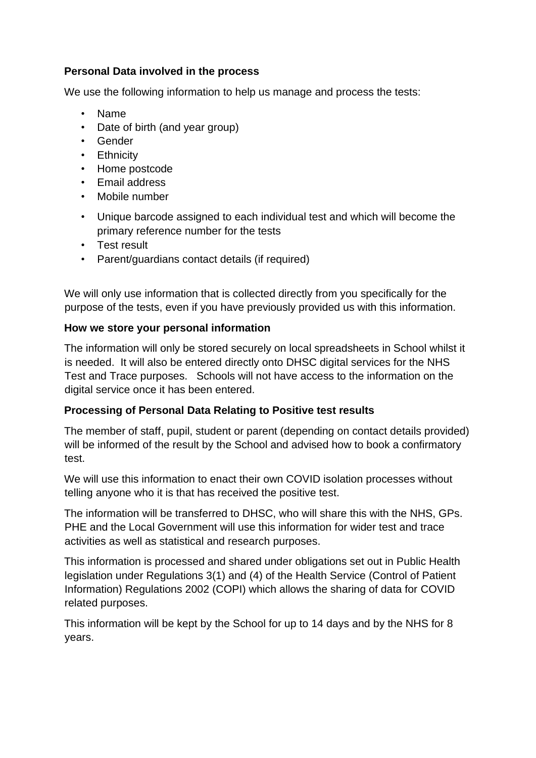**Personal Data involved in the process**

We use the following information to help us manage and process the tests:

- Name
- Date of birth (and year group)
- Gender
- Ethnicity
- Home postcode
- Email address
- Mobile number
- Unique barcode assigned to each individual test and which will become the primary reference number for the tests
- Test result
- Parent/guardians contact details (if required)

We will only use information that is collected directly from you specifically for the purpose of the tests, even if you have previously provided us with this information.

**How we store your personal information**

The information will only be stored securely on local spreadsheets in School whilst it is needed.  It will also be entered directly onto DHSC digital services for the NHS Test and Trace purposes.   Schools will not have access to the information on the digital service once it has been entered.

**Processing of Personal Data Relating to Positive test results**

The member of staff, pupil, student or parent (depending on contact details provided) will be informed of the result by the School and advised how to book a confirmatory test.

We will use this information to enact their own COVID isolation processes without telling anyone who it is that has received the positive test.

The information will be transferred to DHSC, who will share this with the NHS, GPs. PHE and the Local Government will use this information for wider test and trace activities as well as statistical and research purposes.

This information is processed and shared under obligations set out in Public Health legislation under Regulations 3(1) and (4) of the Health Service (Control of Patient Information) Regulations 2002 (COPI) which allows the sharing of data for COVID related purposes.

This information will be kept by the School for up to 14 days and by the NHS for 8 years.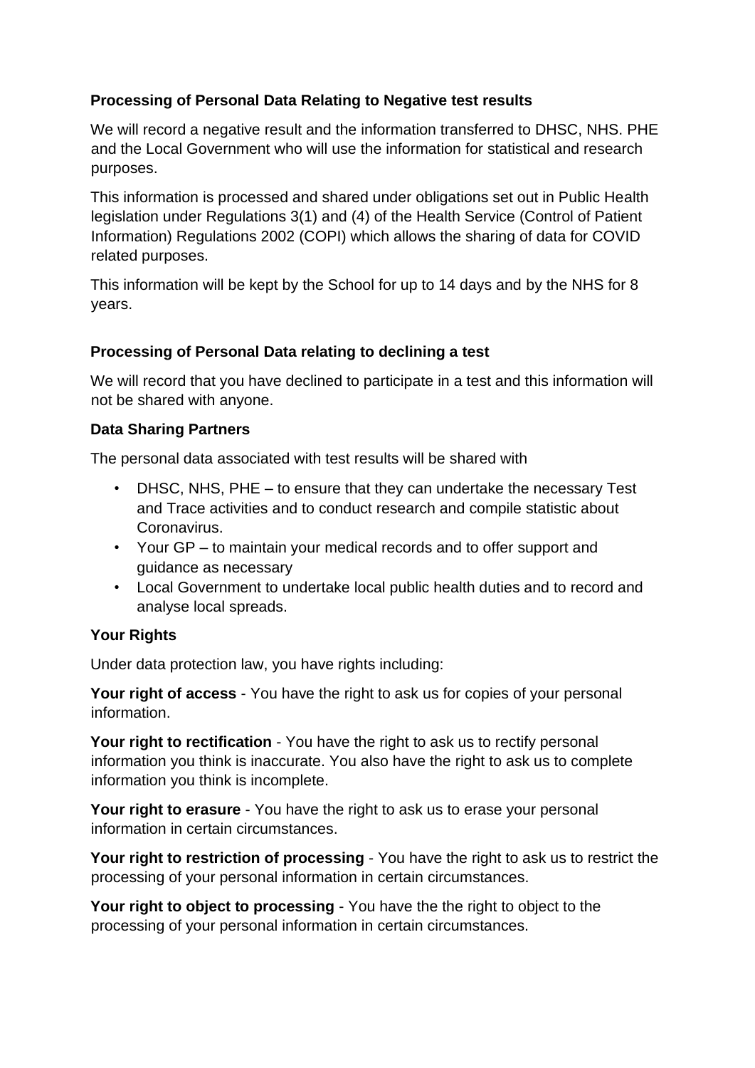**Processing of Personal Data Relating to Negative test results**

We will record a negative result and the information transferred to DHSC, NHS. PHE and the Local Government who will use the information for statistical and research purposes.

This information is processed and shared under obligations set out in Public Health legislation under Regulations 3(1) and (4) of the Health Service (Control of Patient Information) Regulations 2002 (COPI) which allows the sharing of data for COVID related purposes.

This information will be kept by the School for up to 14 days and by the NHS for 8 years.

**Processing of Personal Data relating to declining a test**

We will record that you have declined to participate in a test and this information will not be shared with anyone.

**Data Sharing Partners**

The personal data associated with test results will be shared with

- DHSC, NHS, PHE – to ensure that they can undertake the necessary Test and Trace activities and to conduct research and compile statistic about Coronavirus.
- Your GP – to maintain your medical records and to offer support and guidance as necessary
- Local Government to undertake local public health duties and to record and analyse local spreads.

**Your Rights**

Under data protection law, you have rights including:

**Your right of access** - You have the right to ask us for copies of your personal information.

**Your right to rectification** - You have the right to ask us to rectify personal information you think is inaccurate. You also have the right to ask us to complete information you think is incomplete.

**Your right to erasure** - You have the right to ask us to erase your personal information in certain circumstances.

**Your right to restriction of processing** - You have the right to ask us to restrict the processing of your personal information in certain circumstances.

**Your right to object to processing** - You have the the right to object to the processing of your personal information in certain circumstances.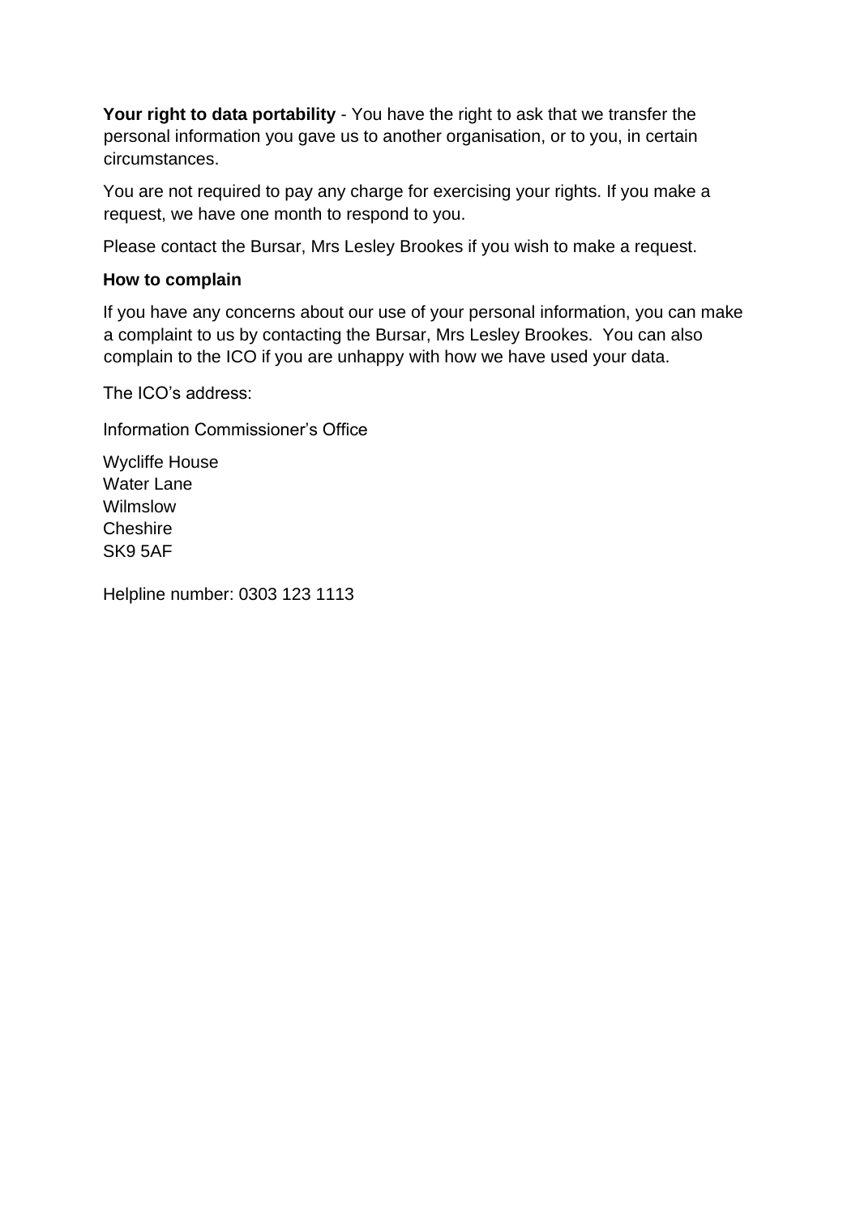**Your right to data portability** - You have the right to ask that we transfer the personal information you gave us to another organisation, or to you, in certain circumstances.

You are not required to pay any charge for exercising your rights. If you make a request, we have one month to respond to you.

Please contact the Bursar, Mrs Lesley Brookes if you wish to make a request.

**How to complain**

If you have any concerns about our use of your personal information, you can make a complaint to us by contacting the Bursar, Mrs Lesley Brookes. You can also complain to the ICO if you are unhappy with how we have used your data.

The ICO's address:

Information Commissioner's Office

Wycliffe House
Water Lane
Wilmslow
Cheshire
SK9 5AF

Helpline number: 0303 123 1113